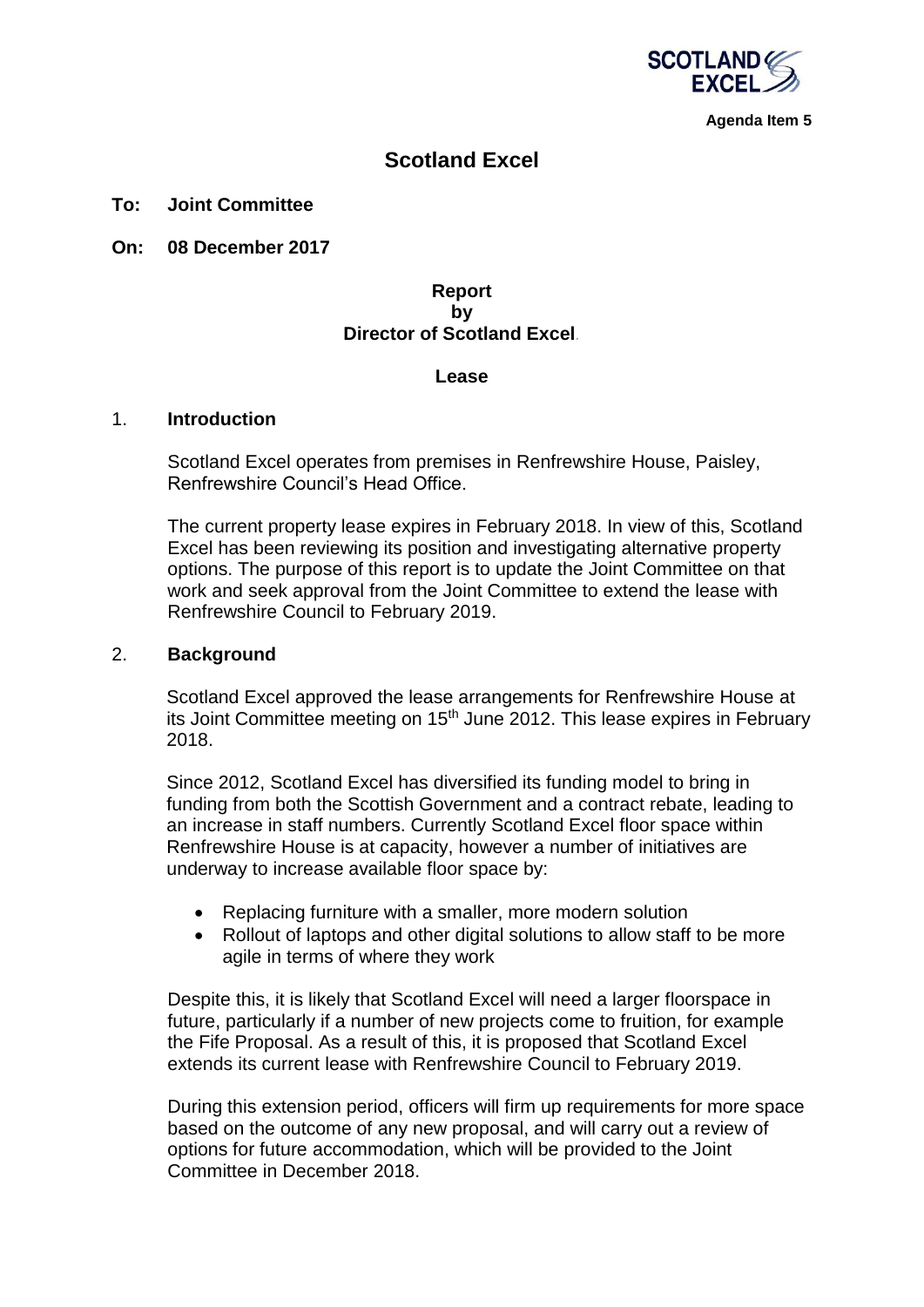Agenda Item 5

# Scotland Excel

**To: Joint Committee**

**On: 08 December 2017**

**Report**
**by**
**Director of Scotland Excel**

**Lease**

## 1. Introduction

Scotland Excel operates from premises in Renfrewshire House, Paisley, Renfrewshire Council's Head Office.

The current property lease expires in February 2018. In view of this, Scotland Excel has been reviewing its position and investigating alternative property options. The purpose of this report is to update the Joint Committee on that work and seek approval from the Joint Committee to extend the lease with Renfrewshire Council to February 2019.

## 2. Background

Scotland Excel approved the lease arrangements for Renfrewshire House at its Joint Committee meeting on 15th June 2012. This lease expires in February 2018.

Since 2012, Scotland Excel has diversified its funding model to bring in funding from both the Scottish Government and a contract rebate, leading to an increase in staff numbers. Currently Scotland Excel floor space within Renfrewshire House is at capacity, however a number of initiatives are underway to increase available floor space by:

- Replacing furniture with a smaller, more modern solution
- Rollout of laptops and other digital solutions to allow staff to be more agile in terms of where they work

Despite this, it is likely that Scotland Excel will need a larger floorspace in future, particularly if a number of new projects come to fruition, for example the Fife Proposal. As a result of this, it is proposed that Scotland Excel extends its current lease with Renfrewshire Council to February 2019.

During this extension period, officers will firm up requirements for more space based on the outcome of any new proposal, and will carry out a review of options for future accommodation, which will be provided to the Joint Committee in December 2018.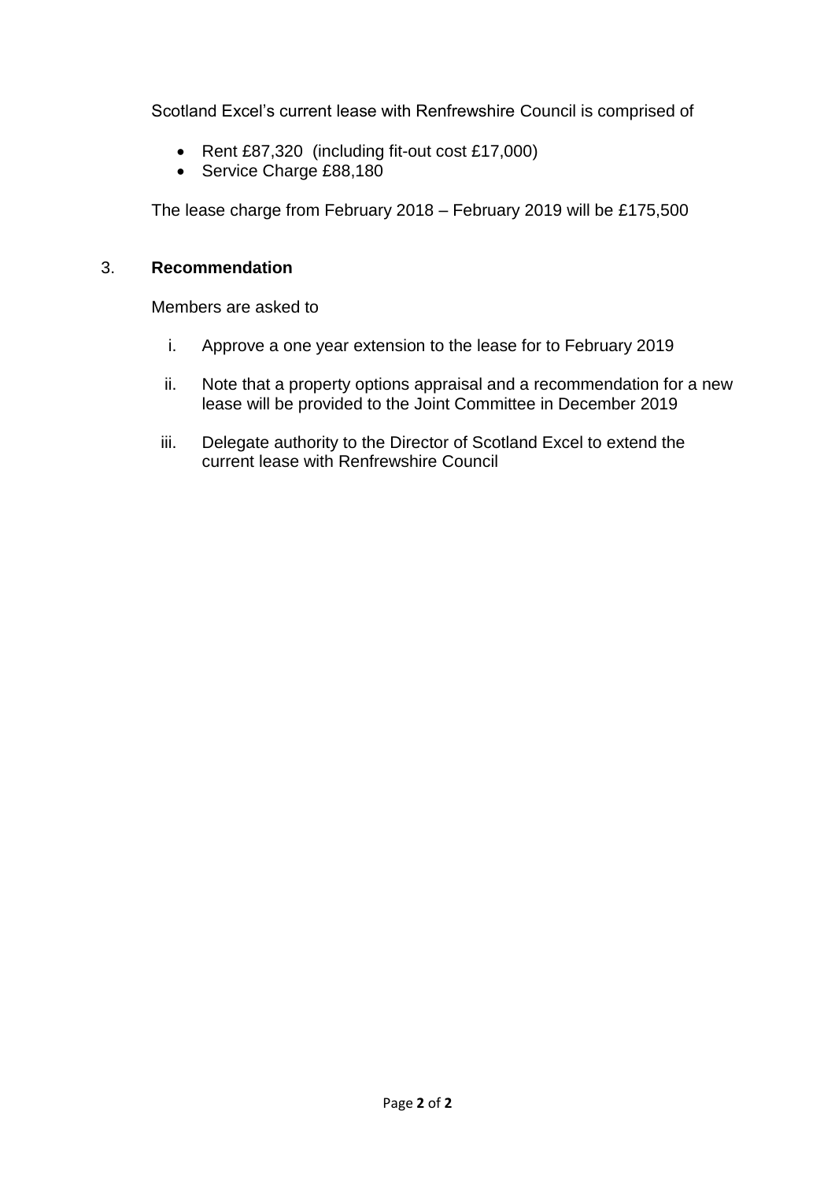Scotland Excel's current lease with Renfrewshire Council is comprised of

- Rent £87,320 (including fit-out cost £17,000)
- Service Charge £88,180

The lease charge from February 2018 – February 2019 will be £175,500

## 3. Recommendation

Members are asked to

i. Approve a one year extension to the lease for to February 2019

ii. Note that a property options appraisal and a recommendation for a new lease will be provided to the Joint Committee in December 2019

iii. Delegate authority to the Director of Scotland Excel to extend the current lease with Renfrewshire Council